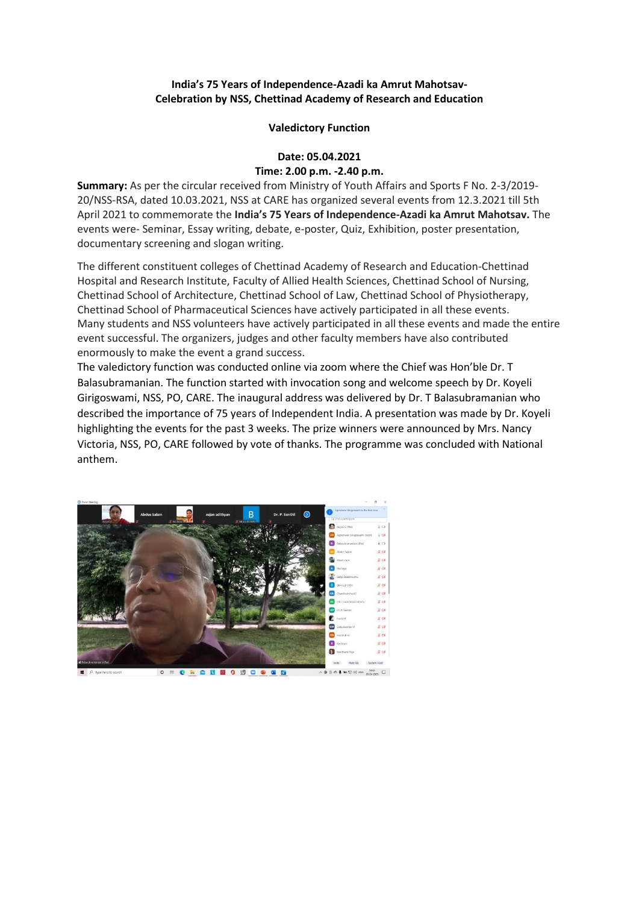**India's 75 Years of Independence-Azadi ka Amrut Mahotsav-**
**Celebration by NSS, Chettinad Academy of Research and Education**

**Valedictory Function**

**Date: 05.04.2021**
**Time: 2.00 p.m. -2.40 p.m.**

**Summary:** As per the circular received from Ministry of Youth Affairs and Sports F No. 2-3/2019-20/NSS-RSA, dated 10.03.2021, NSS at CARE has organized several events from 12.3.2021 till 5th April 2021 to commemorate the **India's 75 Years of Independence-Azadi ka Amrut Mahotsav.** The events were- Seminar, Essay writing, debate, e-poster, Quiz, Exhibition, poster presentation, documentary screening and slogan writing.

The different constituent colleges of Chettinad Academy of Research and Education-Chettinad Hospital and Research Institute, Faculty of Allied Health Sciences, Chettinad School of Nursing, Chettinad School of Architecture, Chettinad School of Law, Chettinad School of Physiotherapy, Chettinad School of Pharmaceutical Sciences have actively participated in all these events. Many students and NSS volunteers have actively participated in all these events and made the entire event successful. The organizers, judges and other faculty members have also contributed enormously to make the event a grand success.

The valedictory function was conducted online via zoom where the Chief was Hon'ble Dr. T Balasubramanian. The function started with invocation song and welcome speech by Dr. Koyeli Girigoswami, NSS, PO, CARE. The inaugural address was delivered by Dr. T Balasubramanian who described the importance of 75 years of Independent India. A presentation was made by Dr. Koyeli highlighting the events for the past 3 weeks. The prize winners were announced by Mrs. Nancy Victoria, NSS, PO, CARE followed by vote of thanks. The programme was concluded with National anthem.